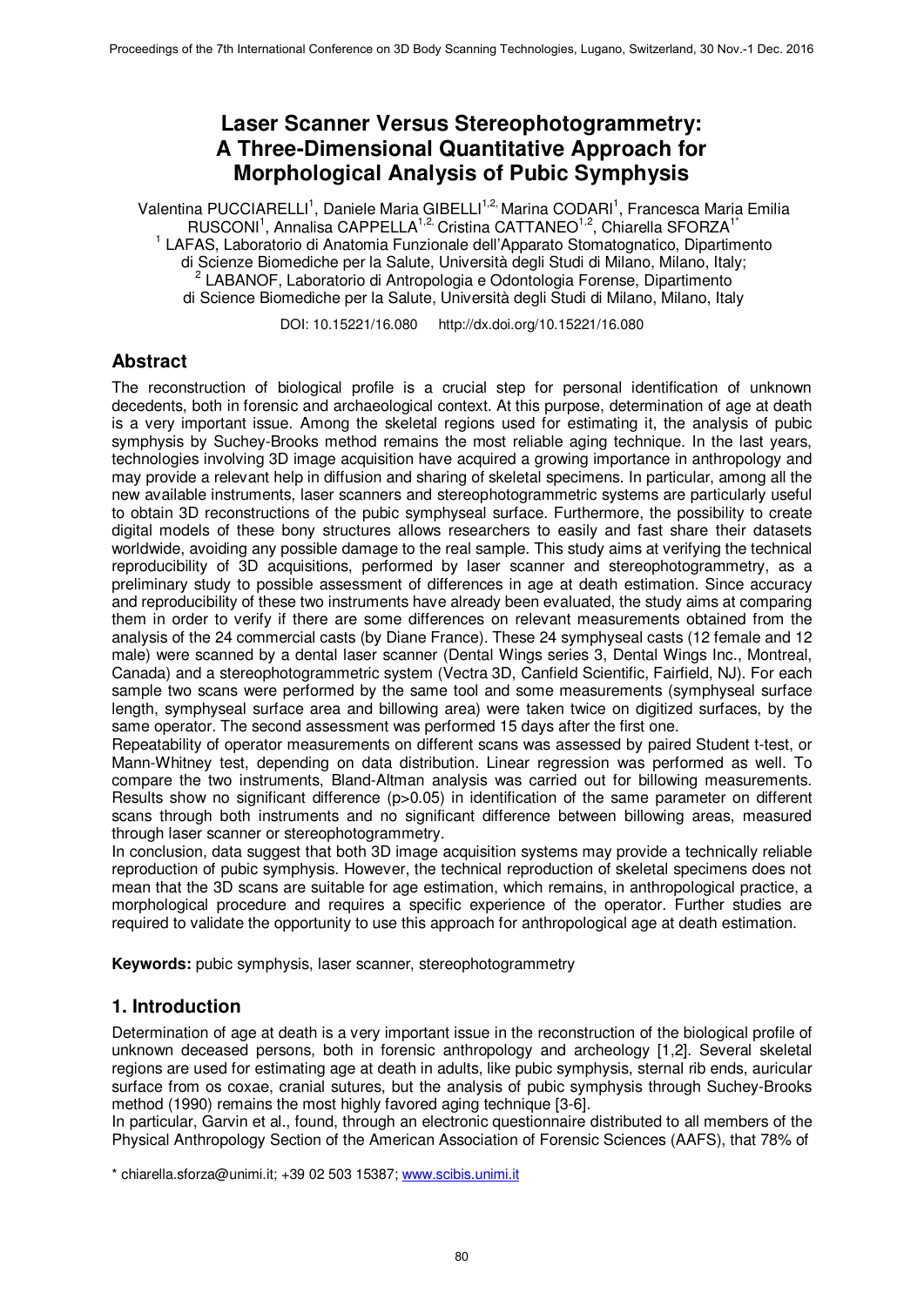# Laser Scanner Versus Stereophotogrammetry: A Three-Dimensional Quantitative Approach for Morphological Analysis of Pubic Symphysis

Valentina PUCCIARELLI[1], Daniele Maria GIBELLI[1,2], Marina CODARI[1], Francesca Maria Emilia RUSCONI[1], Annalisa CAPPELLA[1,2], Cristina CATTANEO[1,2], Chiarella SFORZA[1*]

[1] LAFAS, Laboratorio di Anatomia Funzionale dell'Apparato Stomatognatico, Dipartimento di Scienze Biomediche per la Salute, Università degli Studi di Milano, Milano, Italy;

[2] LABANOF, Laboratorio di Antropologia e Odontologia Forense, Dipartimento di Science Biomediche per la Salute, Università degli Studi di Milano, Milano, Italy

DOI: 10.15221/16.080 http://dx.doi.org/10.15221/16.080

## Abstract

The reconstruction of biological profile is a crucial step for personal identification of unknown decedents, both in forensic and archaeological context. At this purpose, determination of age at death is a very important issue. Among the skeletal regions used for estimating it, the analysis of pubic symphysis by Suchey-Brooks method remains the most reliable aging technique. In the last years, technologies involving 3D image acquisition have acquired a growing importance in anthropology and may provide a relevant help in diffusion and sharing of skeletal specimens. In particular, among all the new available instruments, laser scanners and stereophotogrammetric systems are particularly useful to obtain 3D reconstructions of the pubic symphyseal surface. Furthermore, the possibility to create digital models of these bony structures allows researchers to easily and fast share their datasets worldwide, avoiding any possible damage to the real sample. This study aims at verifying the technical reproducibility of 3D acquisitions, performed by laser scanner and stereophotogrammetry, as a preliminary study to possible assessment of differences in age at death estimation. Since accuracy and reproducibility of these two instruments have already been evaluated, the study aims at comparing them in order to verify if there are some differences on relevant measurements obtained from the analysis of the 24 commercial casts (by Diane France). These 24 symphyseal casts (12 female and 12 male) were scanned by a dental laser scanner (Dental Wings series 3, Dental Wings Inc., Montreal, Canada) and a stereophotogrammetric system (Vectra 3D, Canfield Scientific, Fairfield, NJ). For each sample two scans were performed by the same tool and some measurements (symphyseal surface length, symphyseal surface area and billowing area) were taken twice on digitized surfaces, by the same operator. The second assessment was performed 15 days after the first one.

Repeatability of operator measurements on different scans was assessed by paired Student t-test, or Mann-Whitney test, depending on data distribution. Linear regression was performed as well. To compare the two instruments, Bland-Altman analysis was carried out for billowing measurements. Results show no significant difference ($p>0.05$) in identification of the same parameter on different scans through both instruments and no significant difference between billowing areas, measured through laser scanner or stereophotogrammetry.

In conclusion, data suggest that both 3D image acquisition systems may provide a technically reliable reproduction of pubic symphysis. However, the technical reproduction of skeletal specimens does not mean that the 3D scans are suitable for age estimation, which remains, in anthropological practice, a morphological procedure and requires a specific experience of the operator. Further studies are required to validate the opportunity to use this approach for anthropological age at death estimation.

**Keywords:** pubic symphysis, laser scanner, stereophotogrammetry

## 1. Introduction

Determination of age at death is a very important issue in the reconstruction of the biological profile of unknown deceased persons, both in forensic anthropology and archeology [1,2]. Several skeletal regions are used for estimating age at death in adults, like pubic symphysis, sternal rib ends, auricular surface from os coxae, cranial sutures, but the analysis of pubic symphysis through Suchey-Brooks method (1990) remains the most highly favored aging technique [3-6].

In particular, Garvin et al., found, through an electronic questionnaire distributed to all members of the Physical Anthropology Section of the American Association of Forensic Sciences (AAFS), that 78% of

\* chiarella.sforza@unimi.it; +39 02 503 15387; www.scibis.unimi.it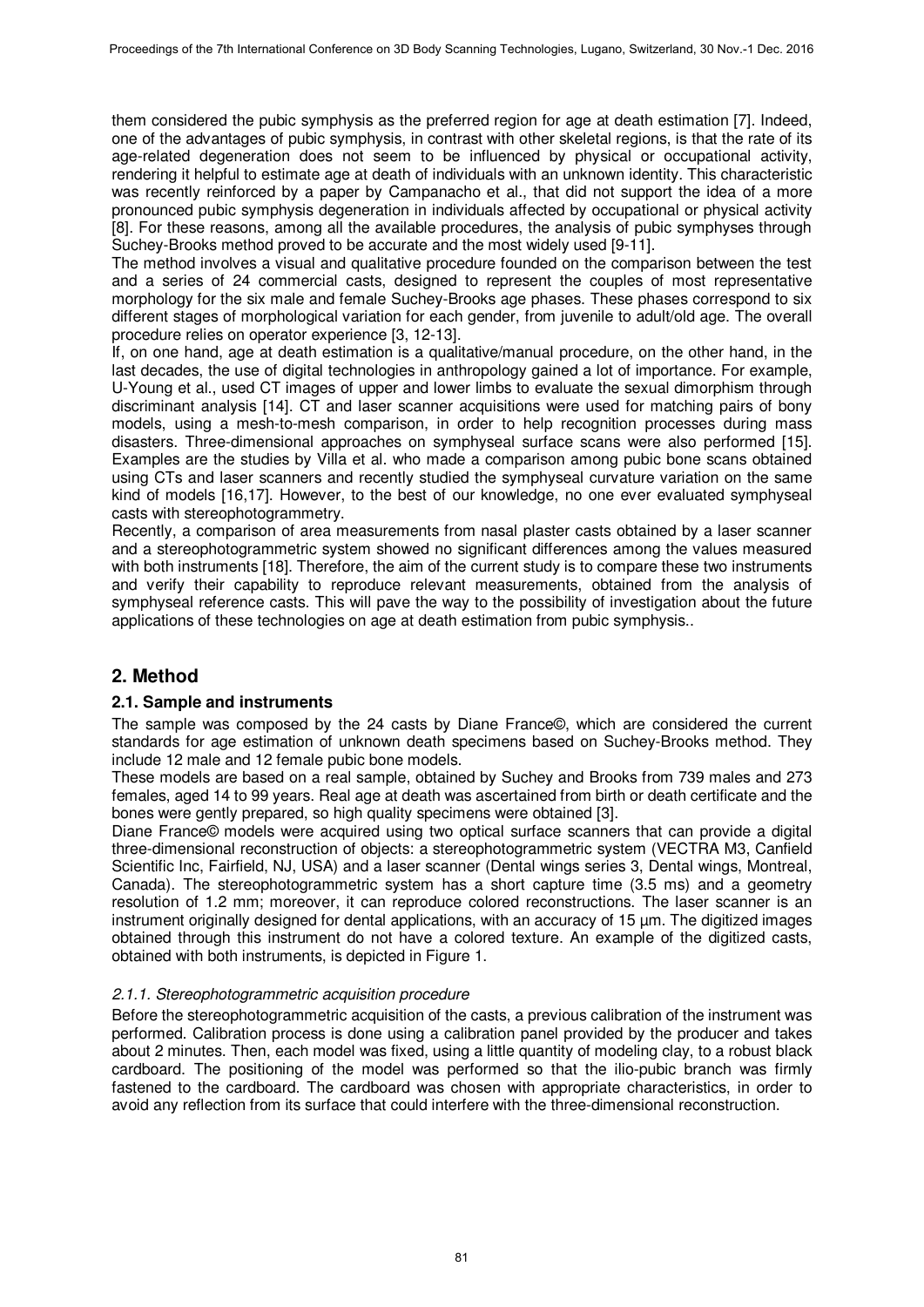them considered the pubic symphysis as the preferred region for age at death estimation [7]. Indeed, one of the advantages of pubic symphysis, in contrast with other skeletal regions, is that the rate of its age-related degeneration does not seem to be influenced by physical or occupational activity, rendering it helpful to estimate age at death of individuals with an unknown identity. This characteristic was recently reinforced by a paper by Campanacho et al., that did not support the idea of a more pronounced pubic symphysis degeneration in individuals affected by occupational or physical activity [8]. For these reasons, among all the available procedures, the analysis of pubic symphyses through Suchey-Brooks method proved to be accurate and the most widely used [9-11].

The method involves a visual and qualitative procedure founded on the comparison between the test and a series of 24 commercial casts, designed to represent the couples of most representative morphology for the six male and female Suchey-Brooks age phases. These phases correspond to six different stages of morphological variation for each gender, from juvenile to adult/old age. The overall procedure relies on operator experience [3, 12-13].

If, on one hand, age at death estimation is a qualitative/manual procedure, on the other hand, in the last decades, the use of digital technologies in anthropology gained a lot of importance. For example, U-Young et al., used CT images of upper and lower limbs to evaluate the sexual dimorphism through discriminant analysis [14]. CT and laser scanner acquisitions were used for matching pairs of bony models, using a mesh-to-mesh comparison, in order to help recognition processes during mass disasters. Three-dimensional approaches on symphyseal surface scans were also performed [15]. Examples are the studies by Villa et al. who made a comparison among pubic bone scans obtained using CTs and laser scanners and recently studied the symphyseal curvature variation on the same kind of models [16,17]. However, to the best of our knowledge, no one ever evaluated symphyseal casts with stereophotogrammetry.

Recently, a comparison of area measurements from nasal plaster casts obtained by a laser scanner and a stereophotogrammetric system showed no significant differences among the values measured with both instruments [18]. Therefore, the aim of the current study is to compare these two instruments and verify their capability to reproduce relevant measurements, obtained from the analysis of symphyseal reference casts. This will pave the way to the possibility of investigation about the future applications of these technologies on age at death estimation from pubic symphysis..

## 2. Method

### 2.1. Sample and instruments

The sample was composed by the 24 casts by Diane France©, which are considered the current standards for age estimation of unknown death specimens based on Suchey-Brooks method. They include 12 male and 12 female pubic bone models.

These models are based on a real sample, obtained by Suchey and Brooks from 739 males and 273 females, aged 14 to 99 years. Real age at death was ascertained from birth or death certificate and the bones were gently prepared, so high quality specimens were obtained [3].

Diane France© models were acquired using two optical surface scanners that can provide a digital three-dimensional reconstruction of objects: a stereophotogrammetric system (VECTRA M3, Canfield Scientific Inc, Fairfield, NJ, USA) and a laser scanner (Dental wings series 3, Dental wings, Montreal, Canada). The stereophotogrammetric system has a short capture time (3.5 ms) and a geometry resolution of 1.2 mm; moreover, it can reproduce colored reconstructions. The laser scanner is an instrument originally designed for dental applications, with an accuracy of 15 µm. The digitized images obtained through this instrument do not have a colored texture. An example of the digitized casts, obtained with both instruments, is depicted in Figure 1.

#### *2.1.1. Stereophotogrammetric acquisition procedure*

Before the stereophotogrammetric acquisition of the casts, a previous calibration of the instrument was performed. Calibration process is done using a calibration panel provided by the producer and takes about 2 minutes. Then, each model was fixed, using a little quantity of modeling clay, to a robust black cardboard. The positioning of the model was performed so that the ilio-pubic branch was firmly fastened to the cardboard. The cardboard was chosen with appropriate characteristics, in order to avoid any reflection from its surface that could interfere with the three-dimensional reconstruction.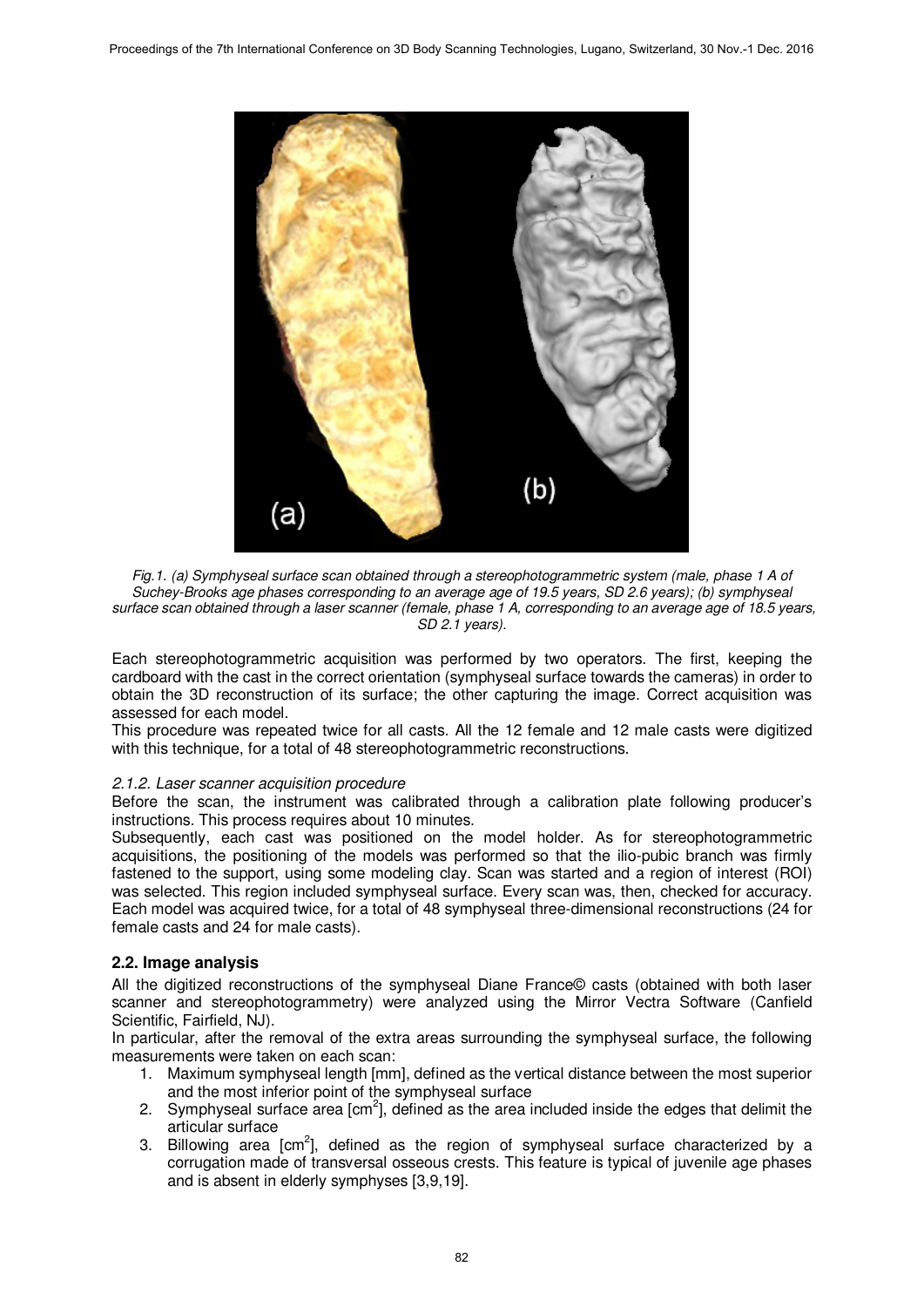Fig.1. (a) Symphyseal surface scan obtained through a stereophotogrammetric system (male, phase 1 A of Suchey-Brooks age phases corresponding to an average age of 19.5 years, SD 2.6 years); (b) symphyseal surface scan obtained through a laser scanner (female, phase 1 A, corresponding to an average age of 18.5 years, SD 2.1 years).

Each stereophotogrammetric acquisition was performed by two operators. The first, keeping the cardboard with the cast in the correct orientation (symphyseal surface towards the cameras) in order to obtain the 3D reconstruction of its surface; the other capturing the image. Correct acquisition was assessed for each model.
This procedure was repeated twice for all casts. All the 12 female and 12 male casts were digitized with this technique, for a total of 48 stereophotogrammetric reconstructions.

*2.1.2. Laser scanner acquisition procedure*

Before the scan, the instrument was calibrated through a calibration plate following producer's instructions. This process requires about 10 minutes.
Subsequently, each cast was positioned on the model holder. As for stereophotogrammetric acquisitions, the positioning of the models was performed so that the ilio-pubic branch was firmly fastened to the support, using some modeling clay. Scan was started and a region of interest (ROI) was selected. This region included symphyseal surface. Every scan was, then, checked for accuracy. Each model was acquired twice, for a total of 48 symphyseal three-dimensional reconstructions (24 for female casts and 24 for male casts).

## 2.2. Image analysis

All the digitized reconstructions of the symphyseal Diane France© casts (obtained with both laser scanner and stereophotogrammetry) were analyzed using the Mirror Vectra Software (Canfield Scientific, Fairfield, NJ).
In particular, after the removal of the extra areas surrounding the symphyseal surface, the following measurements were taken on each scan:

1. Maximum symphyseal length [mm], defined as the vertical distance between the most superior and the most inferior point of the symphyseal surface
2. Symphyseal surface area [$cm^2$], defined as the area included inside the edges that delimit the articular surface
3. Billowing area [$cm^2$], defined as the region of symphyseal surface characterized by a corrugation made of transversal osseous crests. This feature is typical of juvenile age phases and is absent in elderly symphyses [3,9,19].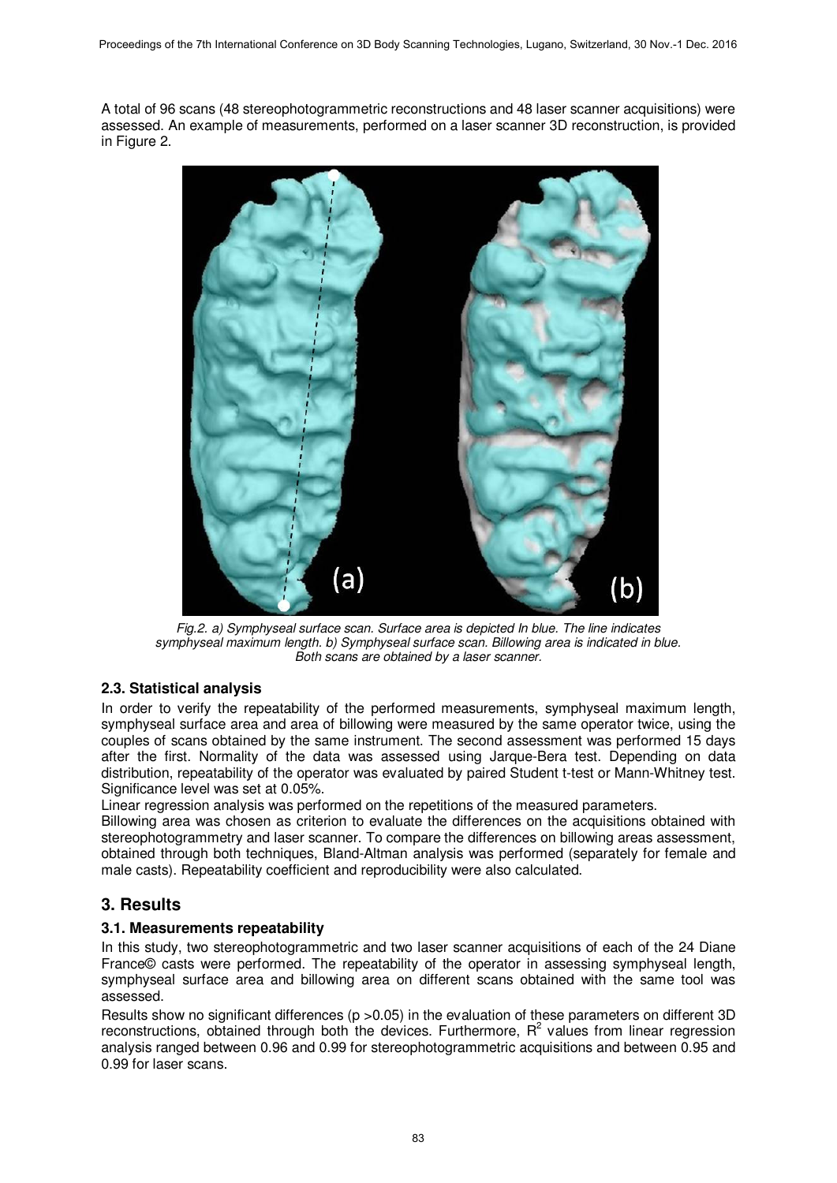A total of 96 scans (48 stereophotogrammetric reconstructions and 48 laser scanner acquisitions) were assessed. An example of measurements, performed on a laser scanner 3D reconstruction, is provided in Figure 2.

*Fig.2. a) Symphyseal surface scan. Surface area is depicted In blue. The line indicates symphyseal maximum length. b) Symphyseal surface scan. Billowing area is indicated in blue. Both scans are obtained by a laser scanner.*

### 2.3. Statistical analysis

In order to verify the repeatability of the performed measurements, symphyseal maximum length, symphyseal surface area and area of billowing were measured by the same operator twice, using the couples of scans obtained by the same instrument. The second assessment was performed 15 days after the first. Normality of the data was assessed using Jarque-Bera test. Depending on data distribution, repeatability of the operator was evaluated by paired Student t-test or Mann-Whitney test. Significance level was set at 0.05%.

Linear regression analysis was performed on the repetitions of the measured parameters.

Billowing area was chosen as criterion to evaluate the differences on the acquisitions obtained with stereophotogrammetry and laser scanner. To compare the differences on billowing areas assessment, obtained through both techniques, Bland-Altman analysis was performed (separately for female and male casts). Repeatability coefficient and reproducibility were also calculated.

## 3. Results

### 3.1. Measurements repeatability

In this study, two stereophotogrammetric and two laser scanner acquisitions of each of the 24 Diane France© casts were performed. The repeatability of the operator in assessing symphyseal length, symphyseal surface area and billowing area on different scans obtained with the same tool was assessed.

Results show no significant differences ($p > 0.05$) in the evaluation of these parameters on different 3D reconstructions, obtained through both the devices. Furthermore, $R^2$ values from linear regression analysis ranged between 0.96 and 0.99 for stereophotogrammetric acquisitions and between 0.95 and 0.99 for laser scans.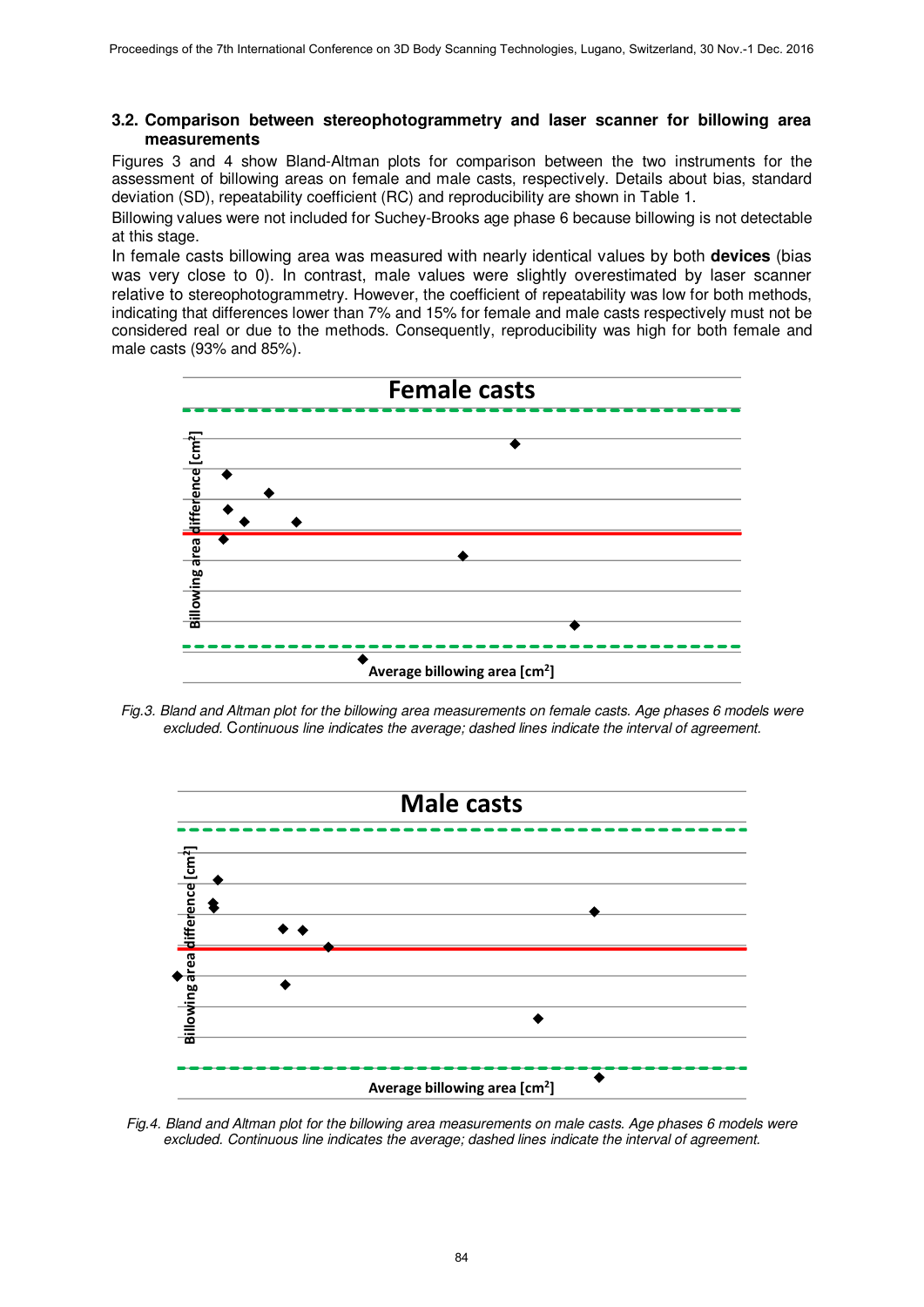### 3.2. Comparison between stereophotogrammetry and laser scanner for billowing area measurements

Figures 3 and 4 show Bland-Altman plots for comparison between the two instruments for the assessment of billowing areas on female and male casts, respectively. Details about bias, standard deviation (SD), repeatability coefficient (RC) and reproducibility are shown in Table 1.

Billowing values were not included for Suchey-Brooks age phase 6 because billowing is not detectable at this stage.

In female casts billowing area was measured with nearly identical values by both **devices** (bias was very close to 0). In contrast, male values were slightly overestimated by laser scanner relative to stereophotogrammetry. However, the coefficient of repeatability was low for both methods, indicating that differences lower than 7% and 15% for female and male casts respectively must not be considered real or due to the methods. Consequently, reproducibility was high for both female and male casts (93% and 85%).

Fig.3. Bland and Altman plot for the billowing area measurements on female casts. Age phases 6 models were excluded. Continuous line indicates the average; dashed lines indicate the interval of agreement.

Fig.4. Bland and Altman plot for the billowing area measurements on male casts. Age phases 6 models were excluded. Continuous line indicates the average; dashed lines indicate the interval of agreement.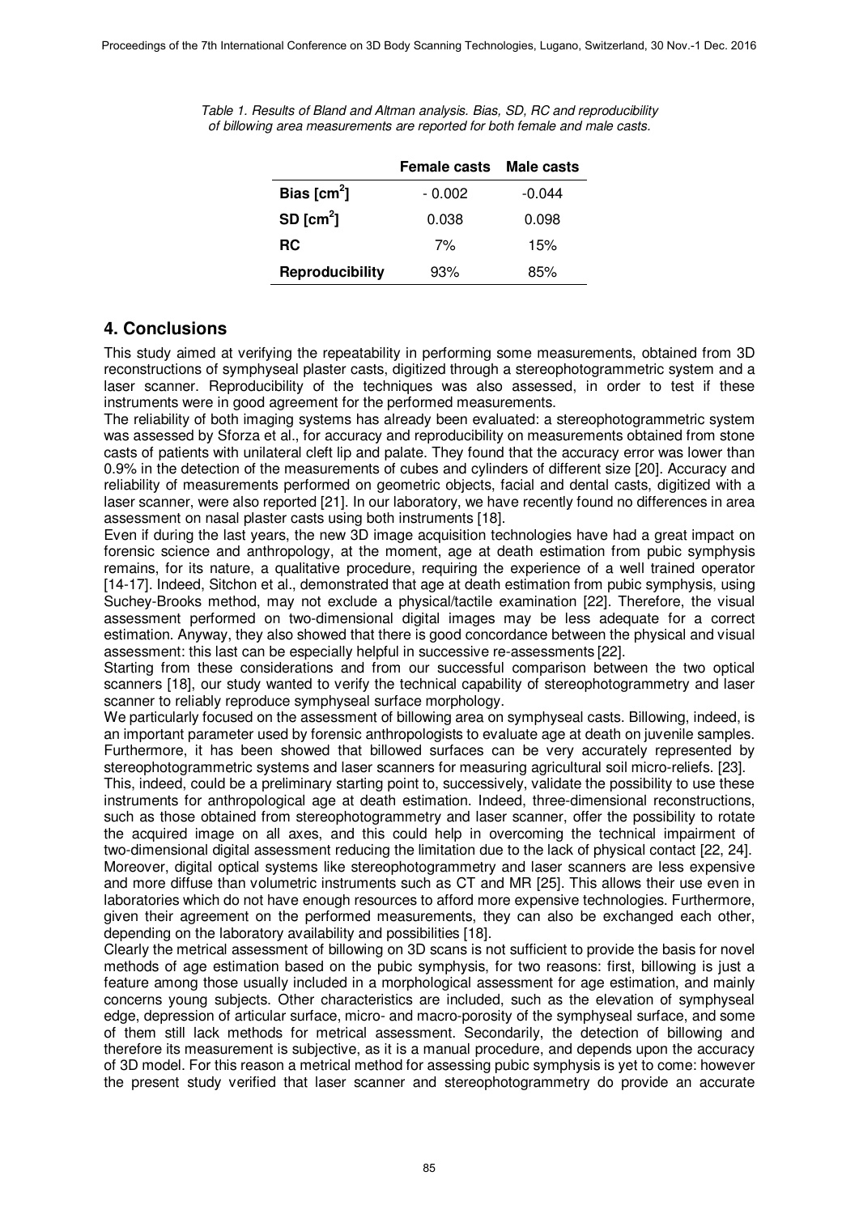*Table 1. Results of Bland and Altman analysis. Bias, SD, RC and reproducibility of billowing area measurements are reported for both female and male casts.*

| | Female casts | Male casts |
|---|---|---|
| **Bias [cm$^2$]** | - 0.002 | -0.044 |
| **SD [cm$^2$]** | 0.038 | 0.098 |
| **RC** | 7% | 15% |
| **Reproducibility** | 93% | 85% |

## 4. Conclusions

This study aimed at verifying the repeatability in performing some measurements, obtained from 3D reconstructions of symphyseal plaster casts, digitized through a stereophotogrammetric system and a laser scanner. Reproducibility of the techniques was also assessed, in order to test if these instruments were in good agreement for the performed measurements.

The reliability of both imaging systems has already been evaluated: a stereophotogrammetric system was assessed by Sforza et al., for accuracy and reproducibility on measurements obtained from stone casts of patients with unilateral cleft lip and palate. They found that the accuracy error was lower than 0.9% in the detection of the measurements of cubes and cylinders of different size [20]. Accuracy and reliability of measurements performed on geometric objects, facial and dental casts, digitized with a laser scanner, were also reported [21]. In our laboratory, we have recently found no differences in area assessment on nasal plaster casts using both instruments [18].

Even if during the last years, the new 3D image acquisition technologies have had a great impact on forensic science and anthropology, at the moment, age at death estimation from pubic symphysis remains, for its nature, a qualitative procedure, requiring the experience of a well trained operator [14-17]. Indeed, Sitchon et al., demonstrated that age at death estimation from pubic symphysis, using Suchey-Brooks method, may not exclude a physical/tactile examination [22]. Therefore, the visual assessment performed on two-dimensional digital images may be less adequate for a correct estimation. Anyway, they also showed that there is good concordance between the physical and visual assessment: this last can be especially helpful in successive re-assessments [22].

Starting from these considerations and from our successful comparison between the two optical scanners [18], our study wanted to verify the technical capability of stereophotogrammetry and laser scanner to reliably reproduce symphyseal surface morphology.

We particularly focused on the assessment of billowing area on symphyseal casts. Billowing, indeed, is an important parameter used by forensic anthropologists to evaluate age at death on juvenile samples. Furthermore, it has been showed that billowed surfaces can be very accurately represented by stereophotogrammetric systems and laser scanners for measuring agricultural soil micro-reliefs. [23].

This, indeed, could be a preliminary starting point to, successively, validate the possibility to use these instruments for anthropological age at death estimation. Indeed, three-dimensional reconstructions, such as those obtained from stereophotogrammetry and laser scanner, offer the possibility to rotate the acquired image on all axes, and this could help in overcoming the technical impairment of two-dimensional digital assessment reducing the limitation due to the lack of physical contact [22, 24].

Moreover, digital optical systems like stereophotogrammetry and laser scanners are less expensive and more diffuse than volumetric instruments such as CT and MR [25]. This allows their use even in laboratories which do not have enough resources to afford more expensive technologies. Furthermore, given their agreement on the performed measurements, they can also be exchanged each other, depending on the laboratory availability and possibilities [18].

Clearly the metrical assessment of billowing on 3D scans is not sufficient to provide the basis for novel methods of age estimation based on the pubic symphysis, for two reasons: first, billowing is just a feature among those usually included in a morphological assessment for age estimation, and mainly concerns young subjects. Other characteristics are included, such as the elevation of symphyseal edge, depression of articular surface, micro- and macro-porosity of the symphyseal surface, and some of them still lack methods for metrical assessment. Secondarily, the detection of billowing and therefore its measurement is subjective, as it is a manual procedure, and depends upon the accuracy of 3D model. For this reason a metrical method for assessing pubic symphysis is yet to come: however the present study verified that laser scanner and stereophotogrammetry do provide an accurate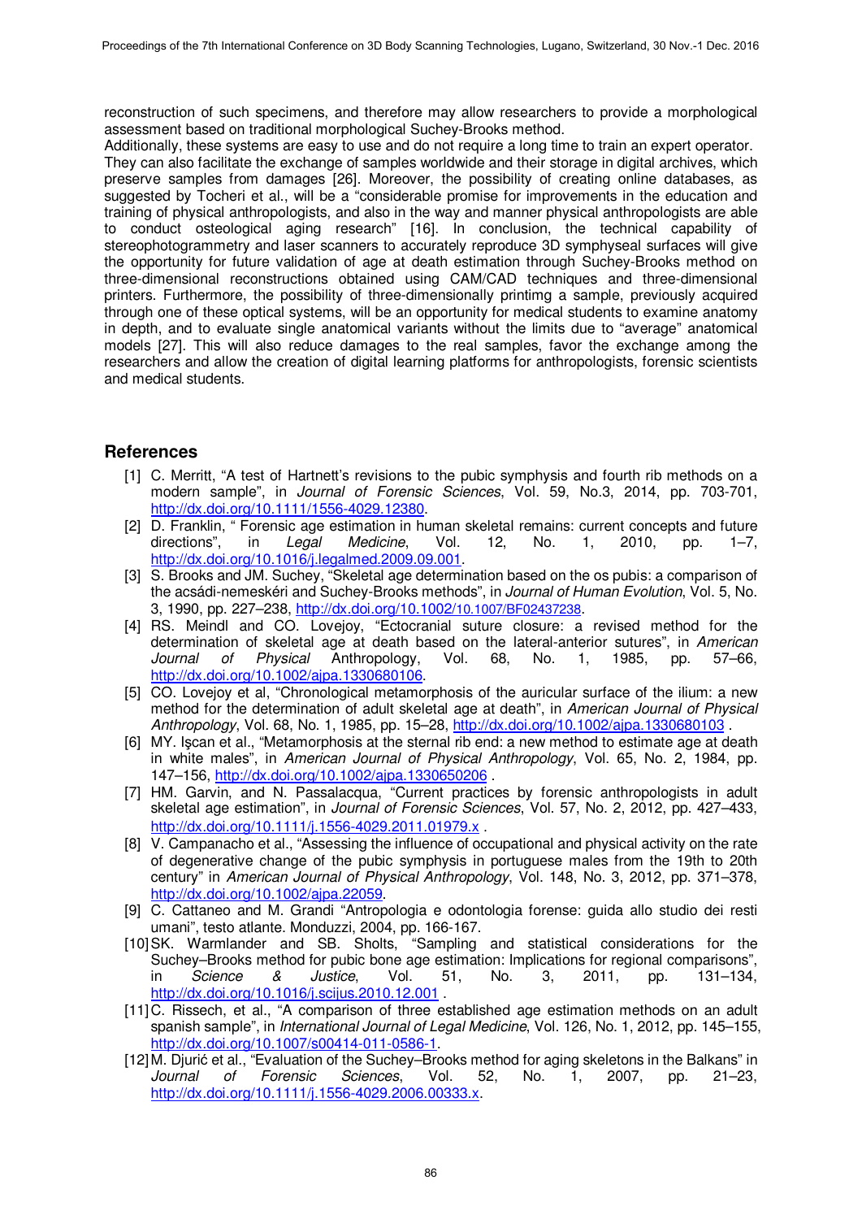reconstruction of such specimens, and therefore may allow researchers to provide a morphological assessment based on traditional morphological Suchey-Brooks method.
Additionally, these systems are easy to use and do not require a long time to train an expert operator. They can also facilitate the exchange of samples worldwide and their storage in digital archives, which preserve samples from damages [26]. Moreover, the possibility of creating online databases, as suggested by Tocheri et al., will be a "considerable promise for improvements in the education and training of physical anthropologists, and also in the way and manner physical anthropologists are able to conduct osteological aging research" [16]. In conclusion, the technical capability of stereophotogrammetry and laser scanners to accurately reproduce 3D symphyseal surfaces will give the opportunity for future validation of age at death estimation through Suchey-Brooks method on three-dimensional reconstructions obtained using CAM/CAD techniques and three-dimensional printers. Furthermore, the possibility of three-dimensionally printimg a sample, previously acquired through one of these optical systems, will be an opportunity for medical students to examine anatomy in depth, and to evaluate single anatomical variants without the limits due to "average" anatomical models [27]. This will also reduce damages to the real samples, favor the exchange among the researchers and allow the creation of digital learning platforms for anthropologists, forensic scientists and medical students.

## References

[1] C. Merritt, "A test of Hartnett's revisions to the pubic symphysis and fourth rib methods on a modern sample", in *Journal of Forensic Sciences*, Vol. 59, No.3, 2014, pp. 703-701, http://dx.doi.org/10.1111/1556-4029.12380.

[2] D. Franklin, " Forensic age estimation in human skeletal remains: current concepts and future directions", in *Legal Medicine*, Vol. 12, No. 1, 2010, pp. 1–7, http://dx.doi.org/10.1016/j.legalmed.2009.09.001.

[3] S. Brooks and JM. Suchey, "Skeletal age determination based on the os pubis: a comparison of the acsádi-nemeskéri and Suchey-Brooks methods", in *Journal of Human Evolution*, Vol. 5, No. 3, 1990, pp. 227–238, http://dx.doi.org/10.1002/10.1007/BF02437238.

[4] RS. Meindl and CO. Lovejoy, "Ectocranial suture closure: a revised method for the determination of skeletal age at death based on the lateral-anterior sutures", in *American Journal of Physical* Anthropology, Vol. 68, No. 1, 1985, pp. 57–66, http://dx.doi.org/10.1002/ajpa.1330680106.

[5] CO. Lovejoy et al, "Chronological metamorphosis of the auricular surface of the ilium: a new method for the determination of adult skeletal age at death", in *American Journal of Physical Anthropology*, Vol. 68, No. 1, 1985, pp. 15–28, http://dx.doi.org/10.1002/ajpa.1330680103 .

[6] MY. Işcan et al., "Metamorphosis at the sternal rib end: a new method to estimate age at death in white males", in *American Journal of Physical Anthropology*, Vol. 65, No. 2, 1984, pp. 147–156, http://dx.doi.org/10.1002/ajpa.1330650206 .

[7] HM. Garvin, and N. Passalacqua, "Current practices by forensic anthropologists in adult skeletal age estimation", in *Journal of Forensic Sciences*, Vol. 57, No. 2, 2012, pp. 427–433, http://dx.doi.org/10.1111/j.1556-4029.2011.01979.x .

[8] V. Campanacho et al., "Assessing the influence of occupational and physical activity on the rate of degenerative change of the pubic symphysis in portuguese males from the 19th to 20th century" in *American Journal of Physical Anthropology*, Vol. 148, No. 3, 2012, pp. 371–378, http://dx.doi.org/10.1002/ajpa.22059.

[9] C. Cattaneo and M. Grandi "Antropologia e odontologia forense: guida allo studio dei resti umani", testo atlante. Monduzzi, 2004, pp. 166-167.

[10] SK. Warmlander and SB. Sholts, "Sampling and statistical considerations for the Suchey–Brooks method for pubic bone age estimation: Implications for regional comparisons", in *Science & Justice*, Vol. 51, No. 3, 2011, pp. 131–134, http://dx.doi.org/10.1016/j.scijus.2010.12.001 .

[11] C. Rissech, et al., "A comparison of three established age estimation methods on an adult spanish sample", in *International Journal of Legal Medicine*, Vol. 126, No. 1, 2012, pp. 145–155, http://dx.doi.org/10.1007/s00414-011-0586-1.

[12] M. Djurić et al., "Evaluation of the Suchey–Brooks method for aging skeletons in the Balkans" in *Journal of Forensic Sciences*, Vol. 52, No. 1, 2007, pp. 21–23, http://dx.doi.org/10.1111/j.1556-4029.2006.00333.x.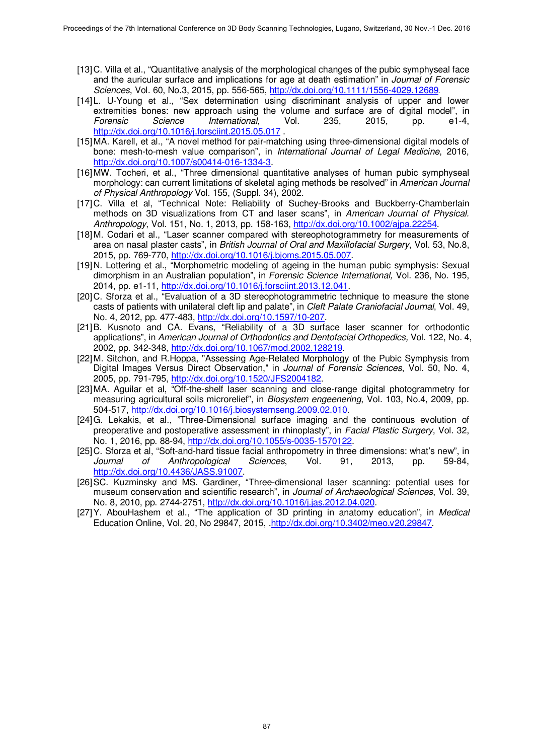[13] C. Villa et al., "Quantitative analysis of the morphological changes of the pubic symphyseal face and the auricular surface and implications for age at death estimation" in *Journal of Forensic Sciences*, Vol. 60, No.3, 2015, pp. 556-565, http://dx.doi.org/10.1111/1556-4029.12689.

[14] L. U-Young et al., "Sex determination using discriminant analysis of upper and lower extremities bones: new approach using the volume and surface are of digital model", in *Forensic Science International*, Vol. 235, 2015, pp. e1-4, http://dx.doi.org/10.1016/j.forsciint.2015.05.017 .

[15] MA. Karell, et al., "A novel method for pair-matching using three-dimensional digital models of bone: mesh-to-mesh value comparison", in *International Journal of Legal Medicine*, 2016, http://dx.doi.org/10.1007/s00414-016-1334-3.

[16] MW. Tocheri, et al., "Three dimensional quantitative analyses of human pubic symphyseal morphology: can current limitations of skeletal aging methods be resolved" in *American Journal of Physical Anthropology* Vol. 155, (Suppl. 34), 2002.

[17] C. Villa et al, "Technical Note: Reliability of Suchey-Brooks and Buckberry-Chamberlain methods on 3D visualizations from CT and laser scans", in *American Journal of Physical. Anthropology*, Vol. 151, No. 1, 2013, pp. 158-163, http://dx.doi.org/10.1002/ajpa.22254.

[18] M. Codari et al., "Laser scanner compared with stereophotogrammetry for measurements of area on nasal plaster casts", in *British Journal of Oral and Maxillofacial Surgery*, Vol. 53, No.8, 2015, pp. 769-770, http://dx.doi.org/10.1016/j.bjoms.2015.05.007.

[19] N. Lottering et al., "Morphometric modeling of ageing in the human pubic symphysis: Sexual dimorphism in an Australian population", in *Forensic Science International,* Vol. 236, No. 195, 2014, pp. e1-11, http://dx.doi.org/10.1016/j.forsciint.2013.12.041.

[20] C. Sforza et al., "Evaluation of a 3D stereophotogrammetric technique to measure the stone casts of patients with unilateral cleft lip and palate", in *Cleft Palate Craniofacial Journal*, Vol. 49, No. 4, 2012, pp. 477-483, http://dx.doi.org/10.1597/10-207.

[21] B. Kusnoto and CA. Evans, "Reliability of a 3D surface laser scanner for orthodontic applications", in *American Journal of Orthodontics and Dentofacial Orthopedics,* Vol. 122, No. 4, 2002, pp. 342-348, http://dx.doi.org/10.1067/mod.2002.128219.

[22] M. Sitchon, and R.Hoppa, "Assessing Age-Related Morphology of the Pubic Symphysis from Digital Images Versus Direct Observation," in *Journal of Forensic Sciences*, Vol. 50, No. 4, 2005, pp. 791-795, http://dx.doi.org/10.1520/JFS2004182.

[23] MA. Aguilar et al, "Off-the-shelf laser scanning and close-range digital photogrammetry for measuring agricultural soils microrelief", in *Biosystem engeenering*, Vol. 103, No.4, 2009, pp. 504-517, http://dx.doi.org/10.1016/j.biosystemseng.2009.02.010.

[24] G. Lekakis, et al., "Three-Dimensional surface imaging and the continuous evolution of preoperative and postoperative assessment in rhinoplasty", in *Facial Plastic Surgery*, Vol. 32, No. 1, 2016, pp. 88-94, http://dx.doi.org/10.1055/s-0035-1570122.

[25] C. Sforza et al, "Soft-and-hard tissue facial anthropometry in three dimensions: what's new", in *Journal of Anthropological Sciences*, Vol. 91, 2013, pp. 59-84, http://dx.doi.org/10.4436/JASS.91007.

[26] SC. Kuzminsky and MS. Gardiner, "Three-dimensional laser scanning: potential uses for museum conservation and scientific research", in *Journal of Archaeological Sciences*, Vol. 39, No. 8, 2010, pp. 2744-2751, http://dx.doi.org/10.1016/j.jas.2012.04.020.

[27] Y. AbouHashem et al., "The application of 3D printing in anatomy education", in *Medical* Education Online, Vol. 20, No 29847, 2015, .http://dx.doi.org/10.3402/meo.v20.29847.